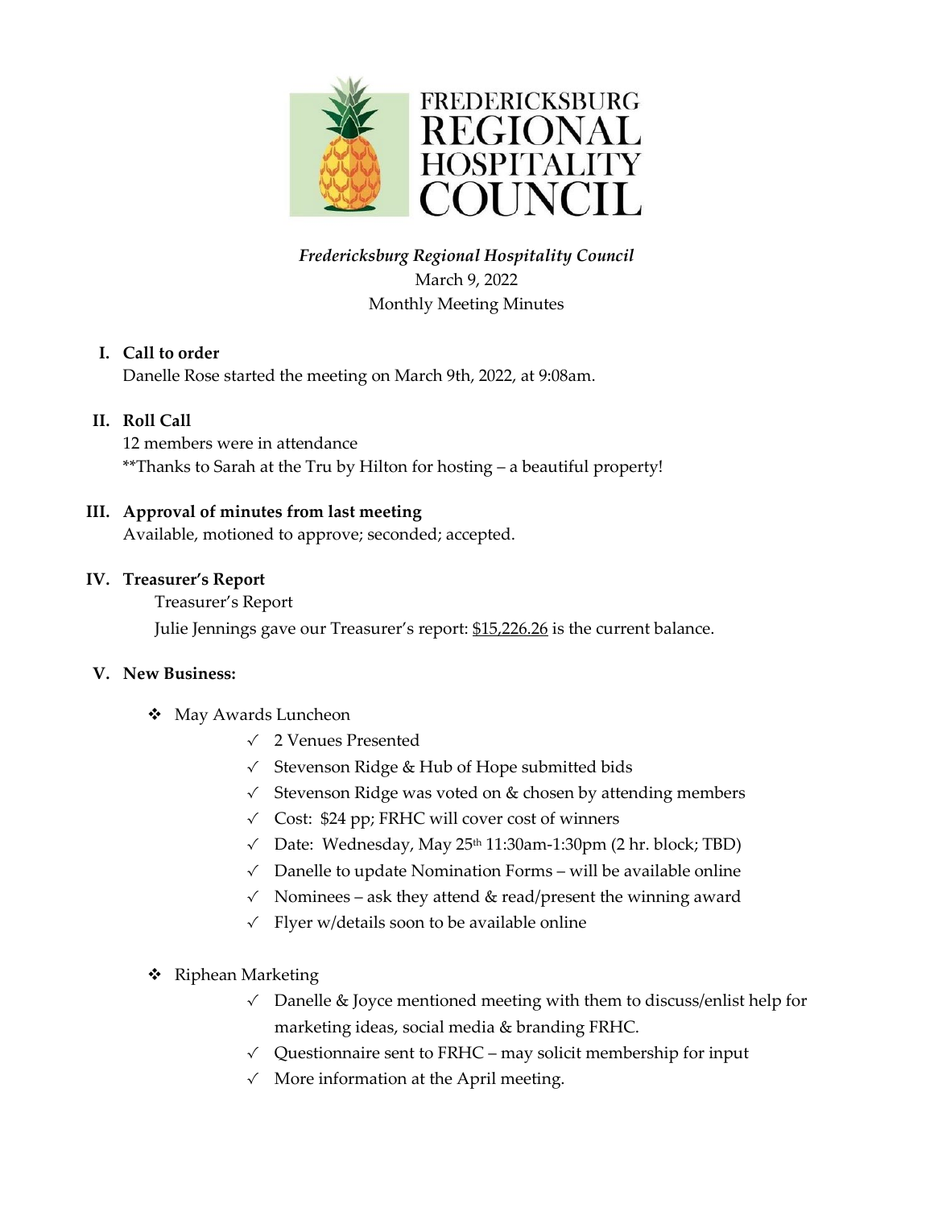FREDERICKSBURG REGIONAL HOSPITALITY COUNCIL

*Fredericksburg Regional Hospitality Council*

March 9, 2022

Monthly Meeting Minutes

## I. Call to order

Danelle Rose started the meeting on March 9th, 2022, at 9:08am.

## II. Roll Call

12 members were in attendance

**Thanks to Sarah at the Tru by Hilton for hosting – a beautiful property!

## III. Approval of minutes from last meeting

Available, motioned to approve; seconded; accepted.

## IV. Treasurer's Report

Treasurer's Report

Julie Jennings gave our Treasurer's report: <u>$15,226.26</u> is the current balance.

## V. New Business:

- May Awards Luncheon
  - ✓ 2 Venues Presented
  - ✓ Stevenson Ridge & Hub of Hope submitted bids
  - ✓ Stevenson Ridge was voted on & chosen by attending members
  - ✓ Cost: $24 pp; FRHC will cover cost of winners
  - ✓ Date: Wednesday, May 25th 11:30am-1:30pm (2 hr. block; TBD)
  - ✓ Danelle to update Nomination Forms – will be available online
  - ✓ Nominees – ask they attend & read/present the winning award
  - ✓ Flyer w/details soon to be available online

- Riphean Marketing
  - ✓ Danelle & Joyce mentioned meeting with them to discuss/enlist help for marketing ideas, social media & branding FRHC.
  - ✓ Questionnaire sent to FRHC – may solicit membership for input
  - ✓ More information at the April meeting.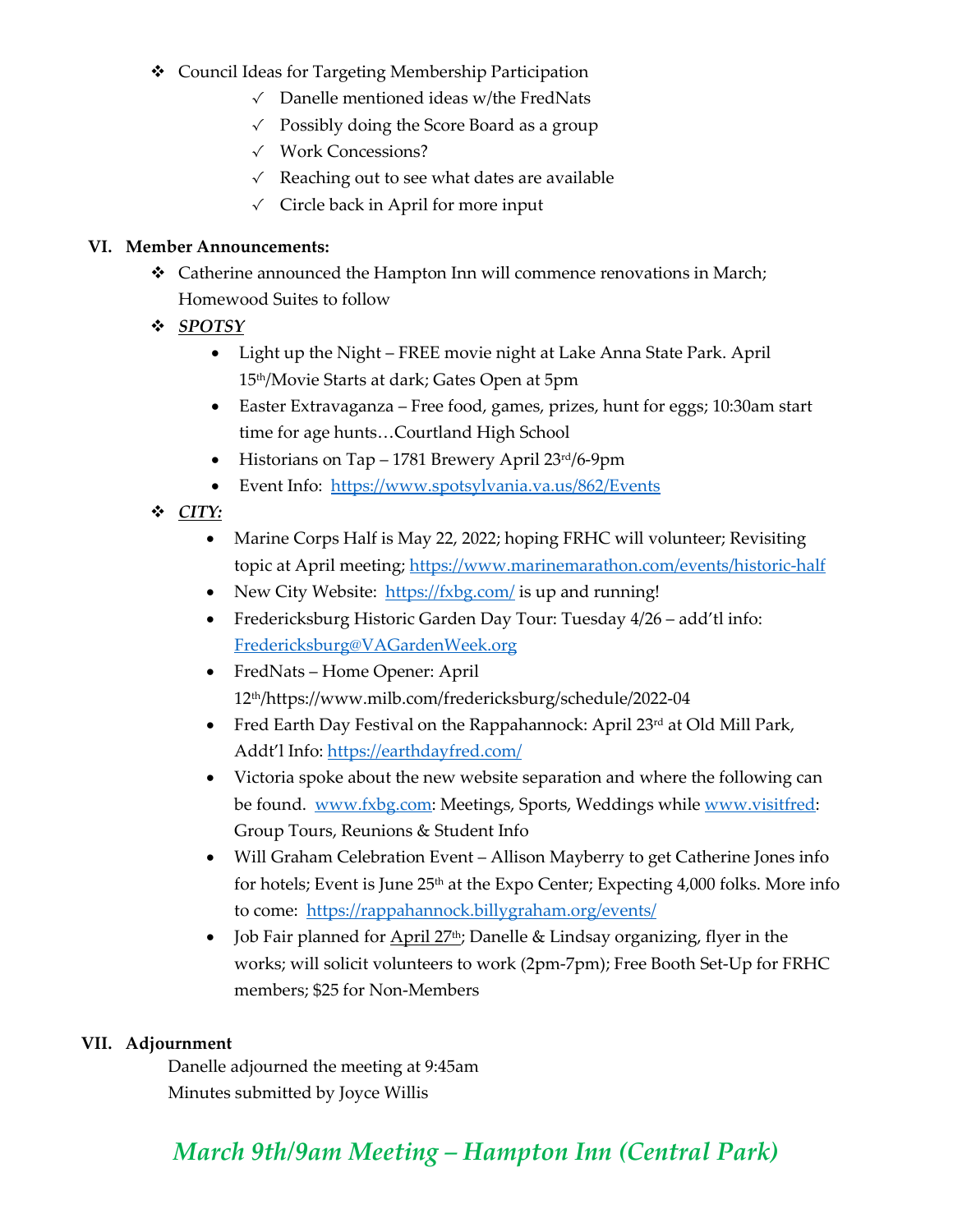- Council Ideas for Targeting Membership Participation
  - ✓ Danelle mentioned ideas w/the FredNats
  - ✓ Possibly doing the Score Board as a group
  - ✓ Work Concessions?
  - ✓ Reaching out to see what dates are available
  - ✓ Circle back in April for more input

## VI. Member Announcements:

- Catherine announced the Hampton Inn will commence renovations in March; Homewood Suites to follow
- ***SPOTSY***
  - Light up the Night – FREE movie night at Lake Anna State Park. April 15th/Movie Starts at dark; Gates Open at 5pm
  - Easter Extravaganza – Free food, games, prizes, hunt for eggs; 10:30am start time for age hunts…Courtland High School
  - Historians on Tap – 1781 Brewery April 23rd/6-9pm
  - Event Info: https://www.spotsylvania.va.us/862/Events
- ***CITY:***
  - Marine Corps Half is May 22, 2022; hoping FRHC will volunteer; Revisiting topic at April meeting; https://www.marinemarathon.com/events/historic-half
  - New City Website: https://fxbg.com/ is up and running!
  - Fredericksburg Historic Garden Day Tour: Tuesday 4/26 – add'tl info: Fredericksburg@VAGardenWeek.org
  - FredNats – Home Opener: April 12th/https://www.milb.com/fredericksburg/schedule/2022-04
  - Fred Earth Day Festival on the Rappahannock: April 23rd at Old Mill Park, Addt'l Info: https://earthdayfred.com/
  - Victoria spoke about the new website separation and where the following can be found. www.fxbg.com: Meetings, Sports, Weddings while www.visitfred: Group Tours, Reunions & Student Info
  - Will Graham Celebration Event – Allison Mayberry to get Catherine Jones info for hotels; Event is June 25th at the Expo Center; Expecting 4,000 folks. More info to come: https://rappahannock.billygraham.org/events/
  - Job Fair planned for April 27th; Danelle & Lindsay organizing, flyer in the works; will solicit volunteers to work (2pm-7pm); Free Booth Set-Up for FRHC members; $25 for Non-Members

## VII. Adjournment

Danelle adjourned the meeting at 9:45am
Minutes submitted by Joyce Willis

***March 9th/9am Meeting – Hampton Inn (Central Park)***